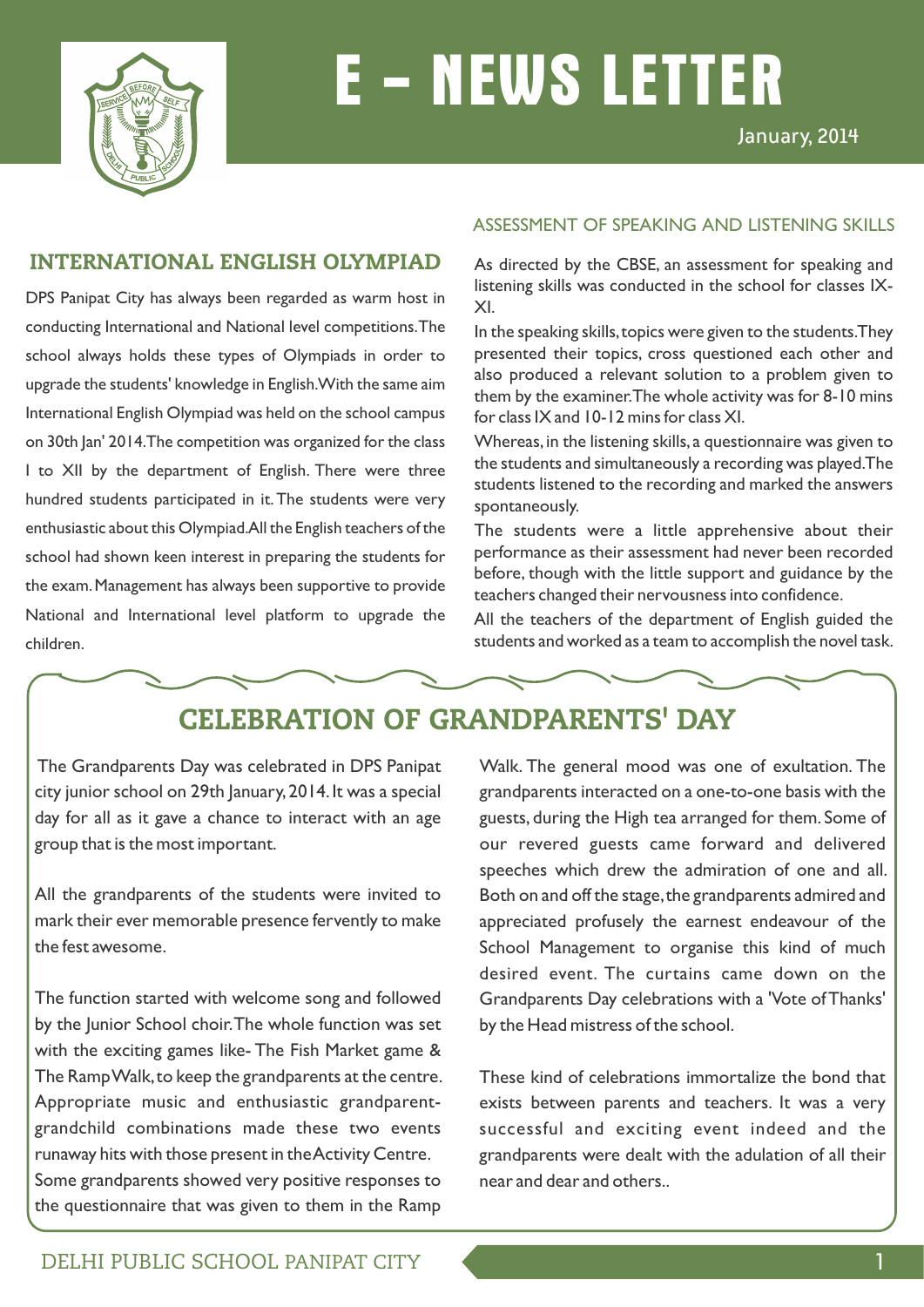# E - NEWS LETTER

January, 2014

## INTERNATIONAL ENGLISH OLYMPIAD

DPS Panipat City has always been regarded as warm host in conducting International and National level competitions.The school always holds these types of Olympiads in order to upgrade the students' knowledge in English.With the same aim International English Olympiad was held on the school campus on 30th Jan' 2014.The competition was organized for the class I to XII by the department of English. There were three hundred students participated in it.The students were very enthusiastic about this Olympiad.All the English teachers of the school had shown keen interest in preparing the students for the exam.Management has always been supportive to provide National and International level platform to upgrade the children.

### ASSESSMENT OF SPEAKING AND LISTENING SKILLS

As directed by the CBSE, an assessment for speaking and listening skills was conducted in the school for classes IX-XI.

In the speaking skills, topics were given to the students.They presented their topics, cross questioned each other and also produced a relevant solution to a problem given to them by the examiner.The whole activity was for 8-10 mins for class IX and 10-12 mins for class XI.

Whereas, in the listening skills, a questionnaire was given to the students and simultaneously a recording was played.The students listened to the recording and marked the answers spontaneously.

The students were a little apprehensive about their performance as their assessment had never been recorded before, though with the little support and guidance by the teachers changed their nervousness into confidence.

All the teachers of the department of English guided the students and worked as a team to accomplish the novel task.

## CELEBRATION OF GRANDPARENTS' DAY

The Grandparents Day was celebrated in DPS Panipat city junior school on 29th January, 2014. It was a special day for all as it gave a chance to interact with an age group that is the most important.

All the grandparents of the students were invited to mark their ever memorable presence fervently to make the fest awesome.

The function started with welcome song and followed by the Junior School choir.The whole function was set with the exciting games like- The Fish Market game & The Ramp Walk, to keep the grandparents at the centre. Appropriate music and enthusiastic grandparent-grandchild combinations made these two events runaway hits with those present in the Activity Centre. Some grandparents showed very positive responses to the questionnaire that was given to them in the Ramp Walk. The general mood was one of exultation. The grandparents interacted on a one-to-one basis with the guests, during the High tea arranged for them. Some of our revered guests came forward and delivered speeches which drew the admiration of one and all. Both on and off the stage, the grandparents admired and appreciated profusely the earnest endeavour of the School Management to organise this kind of much desired event. The curtains came down on the Grandparents Day celebrations with a 'Vote of Thanks' by the Head mistress of the school.

These kind of celebrations immortalize the bond that exists between parents and teachers. It was a very successful and exciting event indeed and the grandparents were dealt with the adulation of all their near and dear and others..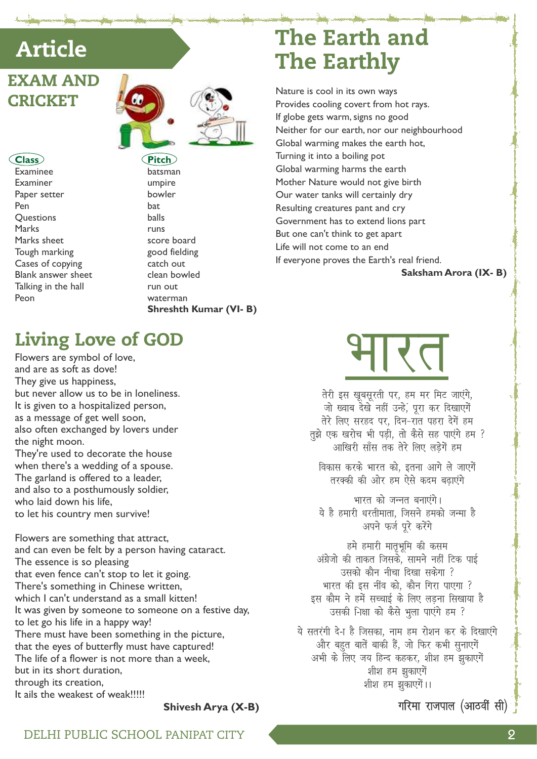# Article

## EXAM AND CRICKET

| Class | Pitch |
|---|---|
| Examinee | batsman |
| Examiner | umpire |
| Paper setter | bowler |
| Pen | bat |
| Questions | balls |
| Marks | runs |
| Marks sheet | score board |
| Tough marking | good fielding |
| Cases of copying | catch out |
| Blank answer sheet | clean bowled |
| Talking in the hall | run out |
| Peon | waterman |

**Shreshth Kumar (VI- B)**

## Living Love of GOD

Flowers are symbol of love,
and are as soft as dove!
They give us happiness,
but never allow us to be in loneliness.
It is given to a hospitalized person,
as a message of get well soon,
also often exchanged by lovers under
the night moon.
They're used to decorate the house
when there's a wedding of a spouse.
The garland is offered to a leader,
and also to a posthumously soldier,
who laid down his life,
to let his country men survive!

Flowers are something that attract,
and can even be felt by a person having cataract.
The essence is so pleasing
that even fence can't stop to let it going.
There's something in Chinese written,
which I can't understand as a small kitten!
It was given by someone to someone on a festive day,
to let go his life in a happy way!
There must have been something in the picture,
that the eyes of butterfly must have captured!
The life of a flower is not more than a week,
but in its short duration,
through its creation,
It ails the weakest of weak!!!!!

**Shivesh Arya (X-B)**

## The Earth and The Earthly

Nature is cool in its own ways
Provides cooling covert from hot rays.
If globe gets warm, signs no good
Neither for our earth, nor our neighbourhood
Global warming makes the earth hot,
Turning it into a boiling pot
Global warming harms the earth
Mother Nature would not give birth
Our water tanks will certainly dry
Resulting creatures pant and cry
Government has to extend lions part
But one can't think to get apart
Life will not come to an end
If everyone proves the Earth's real friend.

**Saksham Arora (IX- B)**

## भारत

तेरी इस खूबसूरती पर, हम मर मिट जाएंगे,
जो ख्वाब देखे नहीं उन्हे, पूरा कर दिखाएंगें
तेरे लिए सरहद पर, दिन-रात पहरा देगें हम
तुझे एक खरोच भी पड़ी, तो कैसे सह पाएंगे हम ?
आखिरी साँस तक तेरे लिए लड़ेगें हम

विकास करके भारत को, इतना आगे ले जाएगें
तरक्की की ओर हम ऐसे कदम बढ़ाएंगे

भारत को जन्नत बनाएंगे।
ये है हमारी धरतीमाता, जिसने हमको जन्मा है
अपने फर्ज पूरे करेंगे

हमे हमारी मातृभूमि की कसम
अंग्रेजो की ताकत जिसके, सामने नहीं टिक पाई
उसको कौन नीचा दिखा सकेगा ?
भारत की इस नींव को, कौन गिरा पाएगा ?
इस कौम ने हमें सच्चाई के लिए लड़ना सिखाया है
उसकी शिक्षा को कैसे भुला पाएंगे हम ?

ये सतरंगी देश है जिसका, नाम हम रोशन कर के दिखाएंगे
और बहुत बातें बाकी हैं, जो फिर कभी सुनाएंगें
अभी के लिए जय हिन्द कहकर, शीश हम झुकाएंगें
शीश हम झुकाएंगें
शीश हम झुकाएंगें।।

**गरिमा राजपाल (आठवीं सी)**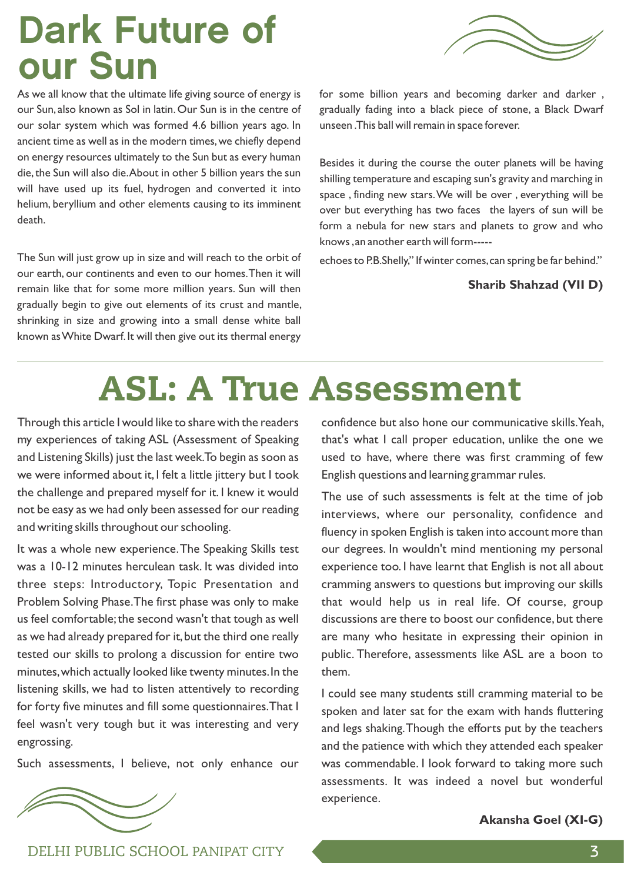# Dark Future of our Sun

As we all know that the ultimate life giving source of energy is our Sun, also known as Sol in latin. Our Sun is in the centre of our solar system which was formed 4.6 billion years ago. In ancient time as well as in the modern times, we chiefly depend on energy resources ultimately to the Sun but as every human die, the Sun will also die. About in other 5 billion years the sun will have used up its fuel, hydrogen and converted it into helium, beryllium and other elements causing to its imminent death.

The Sun will just grow up in size and will reach to the orbit of our earth, our continents and even to our homes. Then it will remain like that for some more million years. Sun will then gradually begin to give out elements of its crust and mantle, shrinking in size and growing into a small dense white ball known as White Dwarf. It will then give out its thermal energy for some billion years and becoming darker and darker, gradually fading into a black piece of stone, a Black Dwarf unseen .This ball will remain in space forever.

Besides it during the course the outer planets will be having shilling temperature and escaping sun's gravity and marching in space , finding new stars. We will be over , everything will be over but everything has two faces the layers of sun will be form a nebula for new stars and planets to grow and who knows ,an another earth will form-----

echoes to P.B.Shelly," If winter comes, can spring be far behind."

**Sharib Shahzad (VII D)**

# ASL: A True Assessment

Through this article I would like to share with the readers my experiences of taking ASL (Assessment of Speaking and Listening Skills) just the last week. To begin as soon as we were informed about it, I felt a little jittery but I took the challenge and prepared myself for it. I knew it would not be easy as we had only been assessed for our reading and writing skills throughout our schooling.

It was a whole new experience. The Speaking Skills test was a 10-12 minutes herculean task. It was divided into three steps: Introductory, Topic Presentation and Problem Solving Phase. The first phase was only to make us feel comfortable; the second wasn't that tough as well as we had already prepared for it, but the third one really tested our skills to prolong a discussion for entire two minutes, which actually looked like twenty minutes. In the listening skills, we had to listen attentively to recording for forty five minutes and fill some questionnaires. That I feel wasn't very tough but it was interesting and very engrossing.

Such assessments, I believe, not only enhance our confidence but also hone our communicative skills. Yeah, that's what I call proper education, unlike the one we used to have, where there was first cramming of few English questions and learning grammar rules.

The use of such assessments is felt at the time of job interviews, where our personality, confidence and fluency in spoken English is taken into account more than our degrees. In wouldn't mind mentioning my personal experience too. I have learnt that English is not all about cramming answers to questions but improving our skills that would help us in real life. Of course, group discussions are there to boost our confidence, but there are many who hesitate in expressing their opinion in public. Therefore, assessments like ASL are a boon to them.

I could see many students still cramming material to be spoken and later sat for the exam with hands fluttering and legs shaking. Though the efforts put by the teachers and the patience with which they attended each speaker was commendable. I look forward to taking more such assessments. It was indeed a novel but wonderful experience.

**Akansha Goel (XI-G)**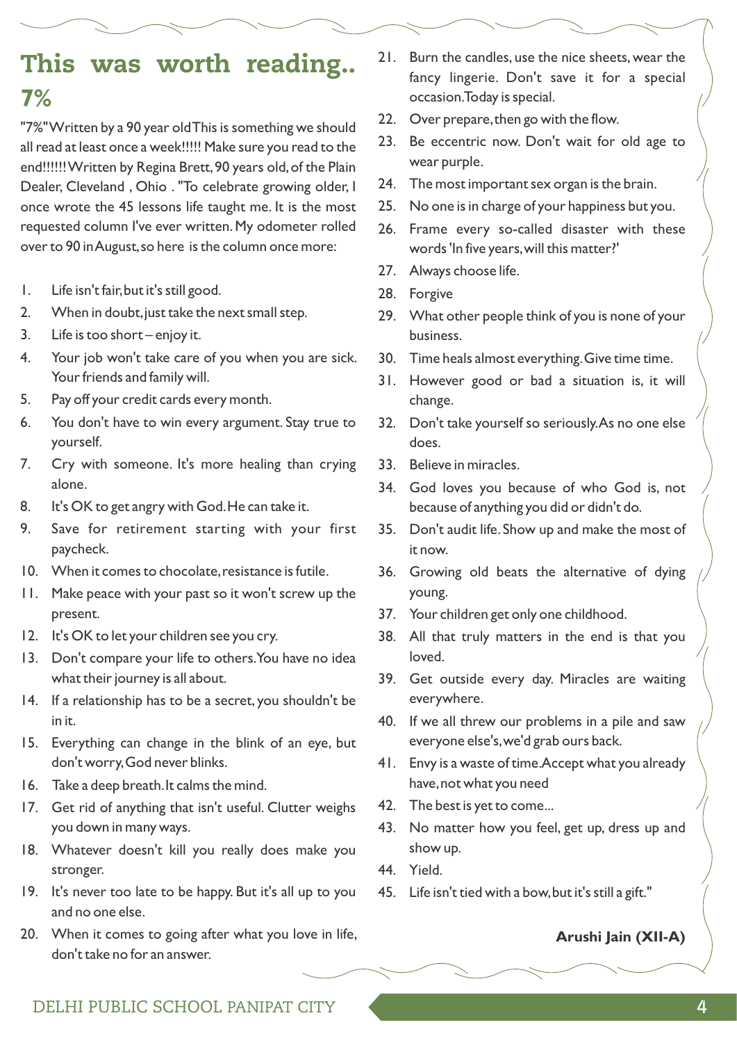# This was worth reading.. 7%

"7%" Written by a 90 year old This is something we should all read at least once a week!!!!! Make sure you read to the end!!!!!! Written by Regina Brett, 90 years old, of the Plain Dealer, Cleveland , Ohio . "To celebrate growing older, I once wrote the 45 lessons life taught me. It is the most requested column I've ever written. My odometer rolled over to 90 in August, so here is the column once more:

1. Life isn't fair, but it's still good.
2. When in doubt, just take the next small step.
3. Life is too short – enjoy it.
4. Your job won't take care of you when you are sick. Your friends and family will.
5. Pay off your credit cards every month.
6. You don't have to win every argument. Stay true to yourself.
7. Cry with someone. It's more healing than crying alone.
8. It's OK to get angry with God. He can take it.
9. Save for retirement starting with your first paycheck.
10. When it comes to chocolate, resistance is futile.
11. Make peace with your past so it won't screw up the present.
12. It's OK to let your children see you cry.
13. Don't compare your life to others. You have no idea what their journey is all about.
14. If a relationship has to be a secret, you shouldn't be in it.
15. Everything can change in the blink of an eye, but don't worry, God never blinks.
16. Take a deep breath. It calms the mind.
17. Get rid of anything that isn't useful. Clutter weighs you down in many ways.
18. Whatever doesn't kill you really does make you stronger.
19. It's never too late to be happy. But it's all up to you and no one else.
20. When it comes to going after what you love in life, don't take no for an answer.
21. Burn the candles, use the nice sheets, wear the fancy lingerie. Don't save it for a special occasion. Today is special.
22. Over prepare, then go with the flow.
23. Be eccentric now. Don't wait for old age to wear purple.
24. The most important sex organ is the brain.
25. No one is in charge of your happiness but you.
26. Frame every so-called disaster with these words 'In five years, will this matter?'
27. Always choose life.
28. Forgive
29. What other people think of you is none of your business.
30. Time heals almost everything. Give time time.
31. However good or bad a situation is, it will change.
32. Don't take yourself so seriously. As no one else does.
33. Believe in miracles.
34. God loves you because of who God is, not because of anything you did or didn't do.
35. Don't audit life. Show up and make the most of it now.
36. Growing old beats the alternative of dying young.
37. Your children get only one childhood.
38. All that truly matters in the end is that you loved.
39. Get outside every day. Miracles are waiting everywhere.
40. If we all threw our problems in a pile and saw everyone else's, we'd grab ours back.
41. Envy is a waste of time. Accept what you already have, not what you need
42. The best is yet to come...
43. No matter how you feel, get up, dress up and show up.
44. Yield.
45. Life isn't tied with a bow, but it's still a gift."

**Arushi Jain (XII-A)**